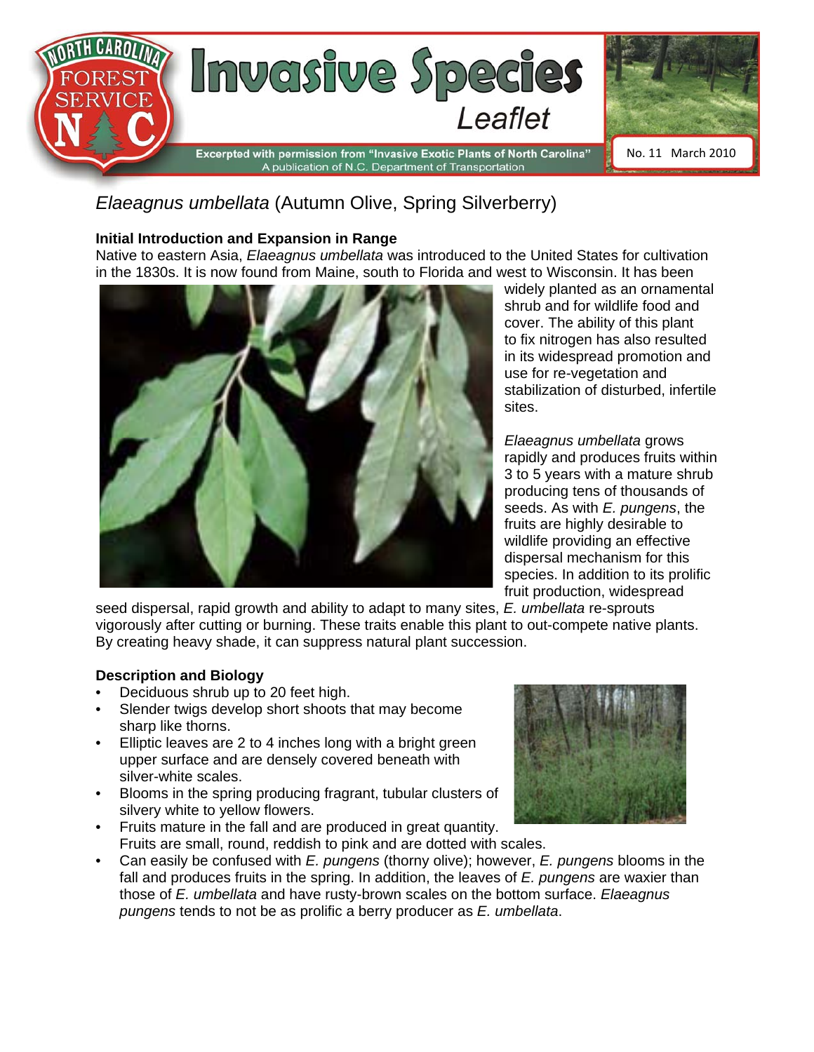# Invasive Species Leaflet

Excerpted with permission from "Invasive Exotic Plants of North Carolina"
A publication of N.C. Department of Transportation

No. 11 March 2010

## *Elaeagnus umbellata* (Autumn Olive, Spring Silverberry)

### Initial Introduction and Expansion in Range

Native to eastern Asia, *Elaeagnus umbellata* was introduced to the United States for cultivation in the 1830s. It is now found from Maine, south to Florida and west to Wisconsin. It has been widely planted as an ornamental shrub and for wildlife food and cover. The ability of this plant to fix nitrogen has also resulted in its widespread promotion and use for re-vegetation and stabilization of disturbed, infertile sites.

*Elaeagnus umbellata* grows rapidly and produces fruits within 3 to 5 years with a mature shrub producing tens of thousands of seeds. As with *E. pungens*, the fruits are highly desirable to wildlife providing an effective dispersal mechanism for this species. In addition to its prolific fruit production, widespread seed dispersal, rapid growth and ability to adapt to many sites, *E. umbellata* re-sprouts vigorously after cutting or burning. These traits enable this plant to out-compete native plants. By creating heavy shade, it can suppress natural plant succession.

### Description and Biology

- Deciduous shrub up to 20 feet high.
- Slender twigs develop short shoots that may become sharp like thorns.
- Elliptic leaves are 2 to 4 inches long with a bright green upper surface and are densely covered beneath with silver-white scales.
- Blooms in the spring producing fragrant, tubular clusters of silvery white to yellow flowers.
- Fruits mature in the fall and are produced in great quantity. Fruits are small, round, reddish to pink and are dotted with scales.
- Can easily be confused with *E. pungens* (thorny olive); however, *E. pungens* blooms in the fall and produces fruits in the spring. In addition, the leaves of *E. pungens* are waxier than those of *E. umbellata* and have rusty-brown scales on the bottom surface. *Elaeagnus pungens* tends to not be as prolific a berry producer as *E. umbellata*.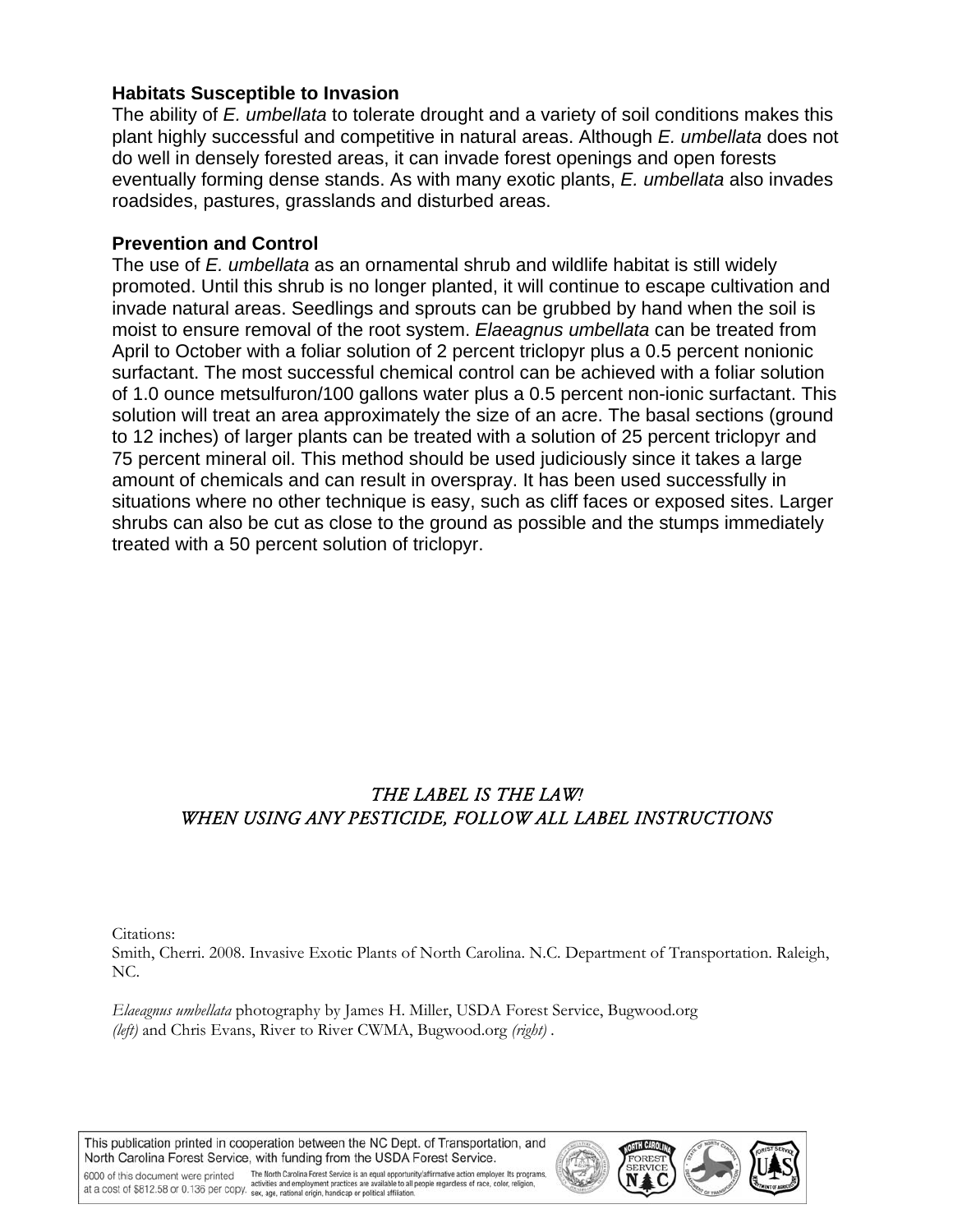### Habitats Susceptible to Invasion

The ability of *E. umbellata* to tolerate drought and a variety of soil conditions makes this plant highly successful and competitive in natural areas. Although *E. umbellata* does not do well in densely forested areas, it can invade forest openings and open forests eventually forming dense stands. As with many exotic plants, *E. umbellata* also invades roadsides, pastures, grasslands and disturbed areas.

### Prevention and Control

The use of *E. umbellata* as an ornamental shrub and wildlife habitat is still widely promoted. Until this shrub is no longer planted, it will continue to escape cultivation and invade natural areas. Seedlings and sprouts can be grubbed by hand when the soil is moist to ensure removal of the root system. *Elaeagnus umbellata* can be treated from April to October with a foliar solution of 2 percent triclopyr plus a 0.5 percent nonionic surfactant. The most successful chemical control can be achieved with a foliar solution of 1.0 ounce metsulfuron/100 gallons water plus a 0.5 percent non-ionic surfactant. This solution will treat an area approximately the size of an acre. The basal sections (ground to 12 inches) of larger plants can be treated with a solution of 25 percent triclopyr and 75 percent mineral oil. This method should be used judiciously since it takes a large amount of chemicals and can result in overspray. It has been used successfully in situations where no other technique is easy, such as cliff faces or exposed sites. Larger shrubs can also be cut as close to the ground as possible and the stumps immediately treated with a 50 percent solution of triclopyr.

*THE LABEL IS THE LAW!*
*WHEN USING ANY PESTICIDE, FOLLOW ALL LABEL INSTRUCTIONS*

Citations:
Smith, Cherri. 2008. Invasive Exotic Plants of North Carolina. N.C. Department of Transportation. Raleigh, NC.

*Elaeagnus umbellata* photography by James H. Miller, USDA Forest Service, Bugwood.org *(left)* and Chris Evans, River to River CWMA, Bugwood.org *(right)* .

This publication printed in cooperation between the NC Dept. of Transportation, and North Carolina Forest Service, with funding from the USDA Forest Service.

6000 of this document were printed at a cost of $812.58 or 0.136 per copy.

The North Carolina Forest Service is an equal opportunity/affirmative action employer. Its programs, activities and employment practices are available to all people regardless of race, color, religion, sex, age, national origin, handicap or political affiliation.